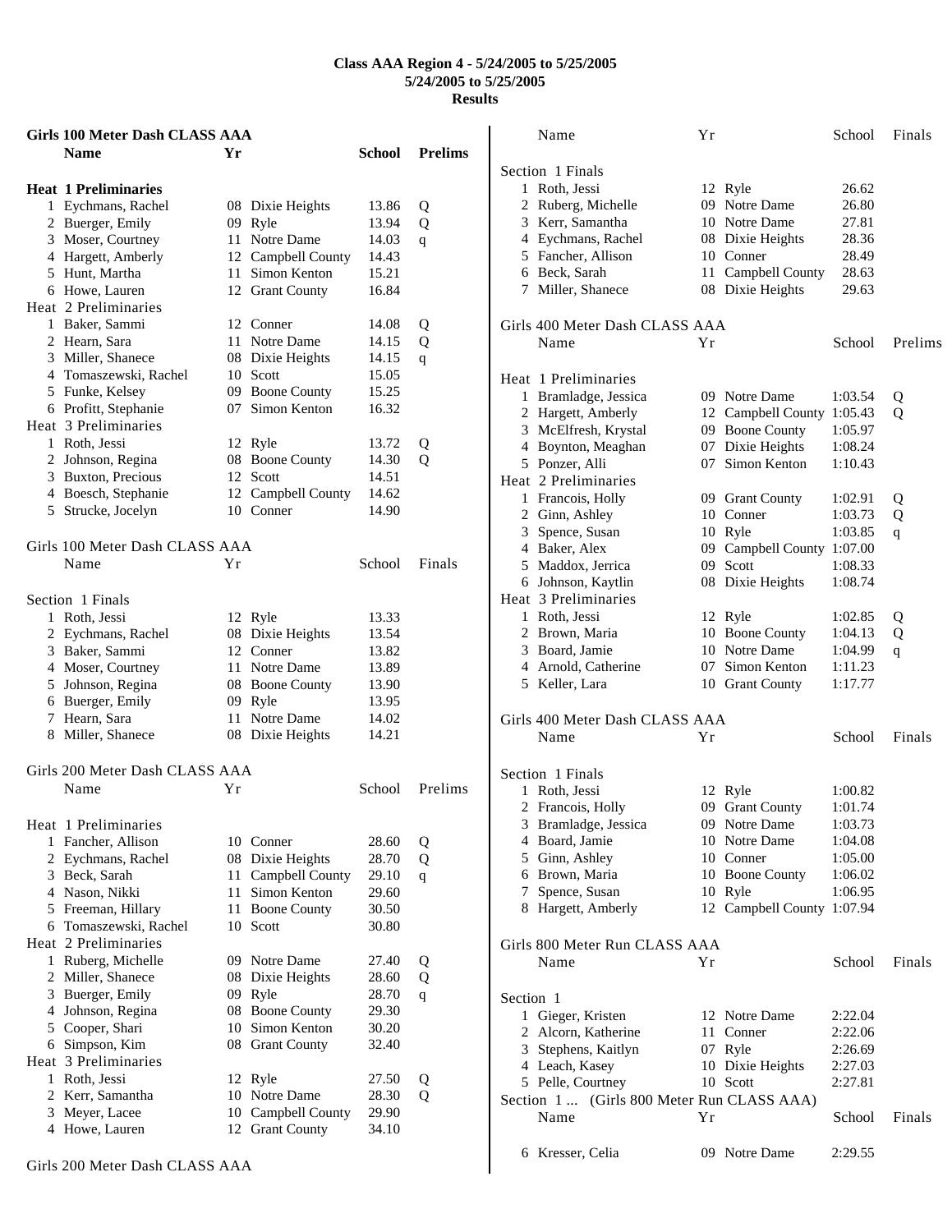# Class AAA Region 4 - 5/24/2005 to 5/25/2005

**5/24/2005 to 5/25/2005**

**Results**

## Girls 100 Meter Dash CLASS AAA

| | Name | Yr | School | Prelims | |
|---|---|---|---|---|---|
| **Heat 1 Preliminaries** | | | | | |
| 1 | Eychmans, Rachel | 08 | Dixie Heights | 13.86 | Q |
| 2 | Buerger, Emily | 09 | Ryle | 13.94 | Q |
| 3 | Moser, Courtney | 11 | Notre Dame | 14.03 | q |
| 4 | Hargett, Amberly | 12 | Campbell County | 14.43 | |
| 5 | Hunt, Martha | 11 | Simon Kenton | 15.21 | |
| 6 | Howe, Lauren | 12 | Grant County | 16.84 | |
| **Heat 2 Preliminaries** | | | | | |
| 1 | Baker, Sammi | 12 | Conner | 14.08 | Q |
| 2 | Hearn, Sara | 11 | Notre Dame | 14.15 | Q |
| 3 | Miller, Shanece | 08 | Dixie Heights | 14.15 | q |
| 4 | Tomaszewski, Rachel | 10 | Scott | 15.05 | |
| 5 | Funke, Kelsey | 09 | Boone County | 15.25 | |
| 6 | Profitt, Stephanie | 07 | Simon Kenton | 16.32 | |
| **Heat 3 Preliminaries** | | | | | |
| 1 | Roth, Jessi | 12 | Ryle | 13.72 | Q |
| 2 | Johnson, Regina | 08 | Boone County | 14.30 | Q |
| 3 | Buxton, Precious | 12 | Scott | 14.51 | |
| 4 | Boesch, Stephanie | 12 | Campbell County | 14.62 | |
| 5 | Strucke, Jocelyn | 10 | Conner | 14.90 | |

## Girls 100 Meter Dash CLASS AAA

| | Name | Yr | School | Finals |
|---|---|---|---|---|
| **Section 1 Finals** | | | | |
| 1 | Roth, Jessi | 12 | Ryle | 13.33 |
| 2 | Eychmans, Rachel | 08 | Dixie Heights | 13.54 |
| 3 | Baker, Sammi | 12 | Conner | 13.82 |
| 4 | Moser, Courtney | 11 | Notre Dame | 13.89 |
| 5 | Johnson, Regina | 08 | Boone County | 13.90 |
| 6 | Buerger, Emily | 09 | Ryle | 13.95 |
| 7 | Hearn, Sara | 11 | Notre Dame | 14.02 |
| 8 | Miller, Shanece | 08 | Dixie Heights | 14.21 |

## Girls 200 Meter Dash CLASS AAA

| | Name | Yr | School | Prelims | |
|---|---|---|---|---|---|
| **Heat 1 Preliminaries** | | | | | |
| 1 | Fancher, Allison | 10 | Conner | 28.60 | Q |
| 2 | Eychmans, Rachel | 08 | Dixie Heights | 28.70 | Q |
| 3 | Beck, Sarah | 11 | Campbell County | 29.10 | q |
| 4 | Nason, Nikki | 11 | Simon Kenton | 29.60 | |
| 5 | Freeman, Hillary | 11 | Boone County | 30.50 | |
| 6 | Tomaszewski, Rachel | 10 | Scott | 30.80 | |
| **Heat 2 Preliminaries** | | | | | |
| 1 | Ruberg, Michelle | 09 | Notre Dame | 27.40 | Q |
| 2 | Miller, Shanece | 08 | Dixie Heights | 28.60 | Q |
| 3 | Buerger, Emily | 09 | Ryle | 28.70 | q |
| 4 | Johnson, Regina | 08 | Boone County | 29.30 | |
| 5 | Cooper, Shari | 10 | Simon Kenton | 30.20 | |
| 6 | Simpson, Kim | 08 | Grant County | 32.40 | |
| **Heat 3 Preliminaries** | | | | | |
| 1 | Roth, Jessi | 12 | Ryle | 27.50 | Q |
| 2 | Kerr, Samantha | 10 | Notre Dame | 28.30 | Q |
| 3 | Meyer, Lacee | 10 | Campbell County | 29.90 | |
| 4 | Howe, Lauren | 12 | Grant County | 34.10 | |

## Girls 200 Meter Dash CLASS AAA

| | Name | Yr | School | Finals |
|---|---|---|---|---|
| **Section 1 Finals** | | | | |
| 1 | Roth, Jessi | 12 | Ryle | 26.62 |
| 2 | Ruberg, Michelle | 09 | Notre Dame | 26.80 |
| 3 | Kerr, Samantha | 10 | Notre Dame | 27.81 |
| 4 | Eychmans, Rachel | 08 | Dixie Heights | 28.36 |
| 5 | Fancher, Allison | 10 | Conner | 28.49 |
| 6 | Beck, Sarah | 11 | Campbell County | 28.63 |
| 7 | Miller, Shanece | 08 | Dixie Heights | 29.63 |

## Girls 400 Meter Dash CLASS AAA

| | Name | Yr | School | Prelims | |
|---|---|---|---|---|---|
| **Heat 1 Preliminaries** | | | | | |
| 1 | Bramladge, Jessica | 09 | Notre Dame | 1:03.54 | Q |
| 2 | Hargett, Amberly | 12 | Campbell County | 1:05.43 | Q |
| 3 | McElfresh, Krystal | 09 | Boone County | 1:05.97 | |
| 4 | Boynton, Meaghan | 07 | Dixie Heights | 1:08.24 | |
| 5 | Ponzer, Alli | 07 | Simon Kenton | 1:10.43 | |
| **Heat 2 Preliminaries** | | | | | |
| 1 | Francois, Holly | 09 | Grant County | 1:02.91 | Q |
| 2 | Ginn, Ashley | 10 | Conner | 1:03.73 | Q |
| 3 | Spence, Susan | 10 | Ryle | 1:03.85 | q |
| 4 | Baker, Alex | 09 | Campbell County | 1:07.00 | |
| 5 | Maddox, Jerrica | 09 | Scott | 1:08.33 | |
| 6 | Johnson, Kaytlin | 08 | Dixie Heights | 1:08.74 | |
| **Heat 3 Preliminaries** | | | | | |
| 1 | Roth, Jessi | 12 | Ryle | 1:02.85 | Q |
| 2 | Brown, Maria | 10 | Boone County | 1:04.13 | Q |
| 3 | Board, Jamie | 10 | Notre Dame | 1:04.99 | q |
| 4 | Arnold, Catherine | 07 | Simon Kenton | 1:11.23 | |
| 5 | Keller, Lara | 10 | Grant County | 1:17.77 | |

## Girls 400 Meter Dash CLASS AAA

| | Name | Yr | School | Finals |
|---|---|---|---|---|
| **Section 1 Finals** | | | | |
| 1 | Roth, Jessi | 12 | Ryle | 1:00.82 |
| 2 | Francois, Holly | 09 | Grant County | 1:01.74 |
| 3 | Bramladge, Jessica | 09 | Notre Dame | 1:03.73 |
| 4 | Board, Jamie | 10 | Notre Dame | 1:04.08 |
| 5 | Ginn, Ashley | 10 | Conner | 1:05.00 |
| 6 | Brown, Maria | 10 | Boone County | 1:06.02 |
| 7 | Spence, Susan | 10 | Ryle | 1:06.95 |
| 8 | Hargett, Amberly | 12 | Campbell County | 1:07.94 |

## Girls 800 Meter Run CLASS AAA

| | Name | Yr | School | Finals |
|---|---|---|---|---|
| **Section 1** | | | | |
| 1 | Gieger, Kristen | 12 | Notre Dame | 2:22.04 |
| 2 | Alcorn, Katherine | 11 | Conner | 2:22.06 |
| 3 | Stephens, Kaitlyn | 07 | Ryle | 2:26.69 |
| 4 | Leach, Kasey | 10 | Dixie Heights | 2:27.03 |
| 5 | Pelle, Courtney | 10 | Scott | 2:27.81 |

Section 1 ... (Girls 800 Meter Run CLASS AAA)

| | Name | Yr | School | Finals |
|---|---|---|---|---|
| 6 | Kresser, Celia | 09 | Notre Dame | 2:29.55 |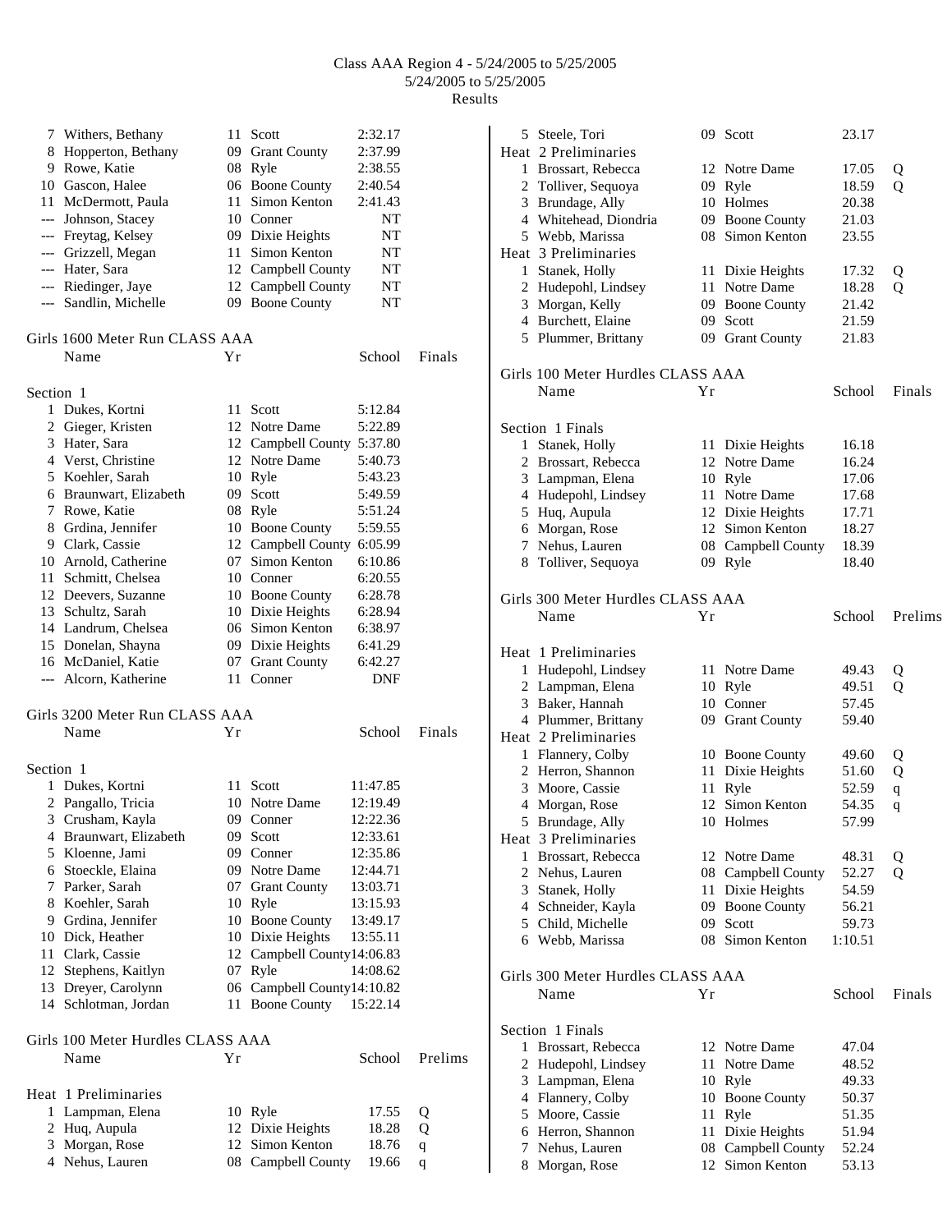# Class AAA Region 4 - 5/24/2005 to 5/25/2005

5/24/2005 to 5/25/2005

Results

| Place | Name | Yr | School | Time |
|---|---|---|---|---|
| 7 | Withers, Bethany | 11 | Scott | 2:32.17 |
| 8 | Hopperton, Bethany | 09 | Grant County | 2:37.99 |
| 9 | Rowe, Katie | 08 | Ryle | 2:38.55 |
| 10 | Gascon, Halee | 06 | Boone County | 2:40.54 |
| 11 | McDermott, Paula | 11 | Simon Kenton | 2:41.43 |
| --- | Johnson, Stacey | 10 | Conner | NT |
| --- | Freytag, Kelsey | 09 | Dixie Heights | NT |
| --- | Grizzell, Megan | 11 | Simon Kenton | NT |
| --- | Hater, Sara | 12 | Campbell County | NT |
| --- | Riedinger, Jaye | 12 | Campbell County | NT |
| --- | Sandlin, Michelle | 09 | Boone County | NT |

## Girls 1600 Meter Run CLASS AAA

| Place | Name | Yr | School | Finals |
|---|---|---|---|---|
| **Section 1** | | | | |
| 1 | Dukes, Kortni | 11 | Scott | 5:12.84 |
| 2 | Gieger, Kristen | 12 | Notre Dame | 5:22.89 |
| 3 | Hater, Sara | 12 | Campbell County | 5:37.80 |
| 4 | Verst, Christine | 12 | Notre Dame | 5:40.73 |
| 5 | Koehler, Sarah | 10 | Ryle | 5:43.23 |
| 6 | Braunwart, Elizabeth | 09 | Scott | 5:49.59 |
| 7 | Rowe, Katie | 08 | Ryle | 5:51.24 |
| 8 | Grdina, Jennifer | 10 | Boone County | 5:59.55 |
| 9 | Clark, Cassie | 12 | Campbell County | 6:05.99 |
| 10 | Arnold, Catherine | 07 | Simon Kenton | 6:10.86 |
| 11 | Schmitt, Chelsea | 10 | Conner | 6:20.55 |
| 12 | Deevers, Suzanne | 10 | Boone County | 6:28.78 |
| 13 | Schultz, Sarah | 10 | Dixie Heights | 6:28.94 |
| 14 | Landrum, Chelsea | 06 | Simon Kenton | 6:38.97 |
| 15 | Donelan, Shayna | 09 | Dixie Heights | 6:41.29 |
| 16 | McDaniel, Katie | 07 | Grant County | 6:42.27 |
| --- | Alcorn, Katherine | 11 | Conner | DNF |

## Girls 3200 Meter Run CLASS AAA

| Place | Name | Yr | School | Finals |
|---|---|---|---|---|
| **Section 1** | | | | |
| 1 | Dukes, Kortni | 11 | Scott | 11:47.85 |
| 2 | Pangallo, Tricia | 10 | Notre Dame | 12:19.49 |
| 3 | Crusham, Kayla | 09 | Conner | 12:22.36 |
| 4 | Braunwart, Elizabeth | 09 | Scott | 12:33.61 |
| 5 | Kloenne, Jami | 09 | Conner | 12:35.86 |
| 6 | Stoeckle, Elaina | 09 | Notre Dame | 12:44.71 |
| 7 | Parker, Sarah | 07 | Grant County | 13:03.71 |
| 8 | Koehler, Sarah | 10 | Ryle | 13:15.93 |
| 9 | Grdina, Jennifer | 10 | Boone County | 13:49.17 |
| 10 | Dick, Heather | 10 | Dixie Heights | 13:55.11 |
| 11 | Clark, Cassie | 12 | Campbell County | 14:06.83 |
| 12 | Stephens, Kaitlyn | 07 | Ryle | 14:08.62 |
| 13 | Dreyer, Carolynn | 06 | Campbell County | 14:10.82 |
| 14 | Schlotman, Jordan | 11 | Boone County | 15:22.14 |

## Girls 100 Meter Hurdles CLASS AAA

| Place | Name | Yr | School | Prelims | |
|---|---|---|---|---|---|
| **Heat 1 Preliminaries** | | | | | |
| 1 | Lampman, Elena | 10 | Ryle | 17.55 | Q |
| 2 | Huq, Aupula | 12 | Dixie Heights | 18.28 | Q |
| 3 | Morgan, Rose | 12 | Simon Kenton | 18.76 | q |
| 4 | Nehus, Lauren | 08 | Campbell County | 19.66 | q |
| 5 | Steele, Tori | 09 | Scott | 23.17 | |
| **Heat 2 Preliminaries** | | | | | |
| 1 | Brossart, Rebecca | 12 | Notre Dame | 17.05 | Q |
| 2 | Tolliver, Sequoya | 09 | Ryle | 18.59 | Q |
| 3 | Brundage, Ally | 10 | Holmes | 20.38 | |
| 4 | Whitehead, Diondria | 09 | Boone County | 21.03 | |
| 5 | Webb, Marissa | 08 | Simon Kenton | 23.55 | |
| **Heat 3 Preliminaries** | | | | | |
| 1 | Stanek, Holly | 11 | Dixie Heights | 17.32 | Q |
| 2 | Hudepohl, Lindsey | 11 | Notre Dame | 18.28 | Q |
| 3 | Morgan, Kelly | 09 | Boone County | 21.42 | |
| 4 | Burchett, Elaine | 09 | Scott | 21.59 | |
| 5 | Plummer, Brittany | 09 | Grant County | 21.83 | |

## Girls 100 Meter Hurdles CLASS AAA

| Place | Name | Yr | School | Finals |
|---|---|---|---|---|
| **Section 1 Finals** | | | | |
| 1 | Stanek, Holly | 11 | Dixie Heights | 16.18 |
| 2 | Brossart, Rebecca | 12 | Notre Dame | 16.24 |
| 3 | Lampman, Elena | 10 | Ryle | 17.06 |
| 4 | Hudepohl, Lindsey | 11 | Notre Dame | 17.68 |
| 5 | Huq, Aupula | 12 | Dixie Heights | 17.71 |
| 6 | Morgan, Rose | 12 | Simon Kenton | 18.27 |
| 7 | Nehus, Lauren | 08 | Campbell County | 18.39 |
| 8 | Tolliver, Sequoya | 09 | Ryle | 18.40 |

## Girls 300 Meter Hurdles CLASS AAA

| Place | Name | Yr | School | Prelims | |
|---|---|---|---|---|---|
| **Heat 1 Preliminaries** | | | | | |
| 1 | Hudepohl, Lindsey | 11 | Notre Dame | 49.43 | Q |
| 2 | Lampman, Elena | 10 | Ryle | 49.51 | Q |
| 3 | Baker, Hannah | 10 | Conner | 57.45 | |
| 4 | Plummer, Brittany | 09 | Grant County | 59.40 | |
| **Heat 2 Preliminaries** | | | | | |
| 1 | Flannery, Colby | 10 | Boone County | 49.60 | Q |
| 2 | Herron, Shannon | 11 | Dixie Heights | 51.60 | Q |
| 3 | Moore, Cassie | 11 | Ryle | 52.59 | q |
| 4 | Morgan, Rose | 12 | Simon Kenton | 54.35 | q |
| 5 | Brundage, Ally | 10 | Holmes | 57.99 | |
| **Heat 3 Preliminaries** | | | | | |
| 1 | Brossart, Rebecca | 12 | Notre Dame | 48.31 | Q |
| 2 | Nehus, Lauren | 08 | Campbell County | 52.27 | Q |
| 3 | Stanek, Holly | 11 | Dixie Heights | 54.59 | |
| 4 | Schneider, Kayla | 09 | Boone County | 56.21 | |
| 5 | Child, Michelle | 09 | Scott | 59.73 | |
| 6 | Webb, Marissa | 08 | Simon Kenton | 1:10.51 | |

## Girls 300 Meter Hurdles CLASS AAA

| Place | Name | Yr | School | Finals |
|---|---|---|---|---|
| **Section 1 Finals** | | | | |
| 1 | Brossart, Rebecca | 12 | Notre Dame | 47.04 |
| 2 | Hudepohl, Lindsey | 11 | Notre Dame | 48.52 |
| 3 | Lampman, Elena | 10 | Ryle | 49.33 |
| 4 | Flannery, Colby | 10 | Boone County | 50.37 |
| 5 | Moore, Cassie | 11 | Ryle | 51.35 |
| 6 | Herron, Shannon | 11 | Dixie Heights | 51.94 |
| 7 | Nehus, Lauren | 08 | Campbell County | 52.24 |
| 8 | Morgan, Rose | 12 | Simon Kenton | 53.13 |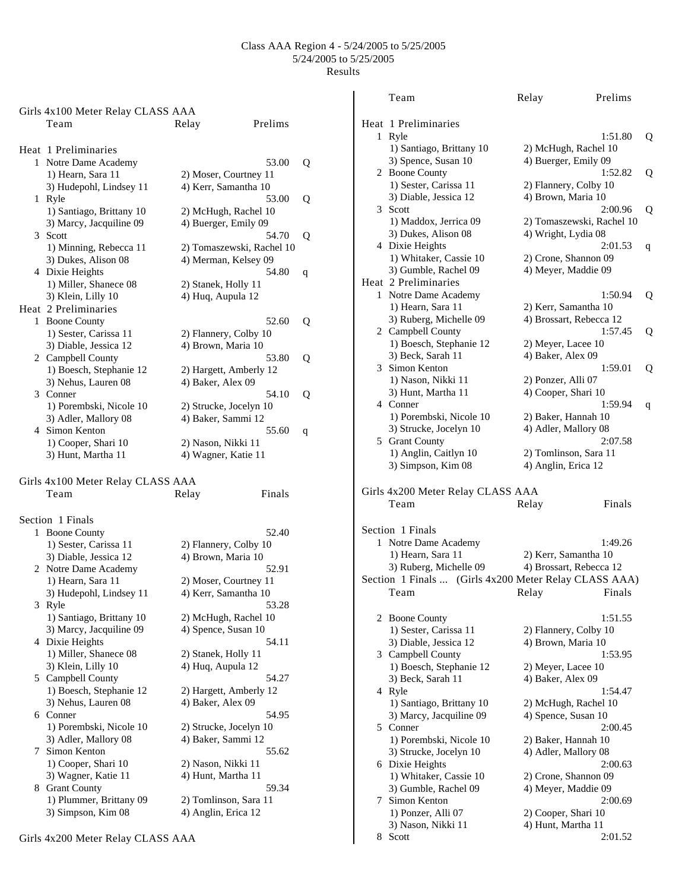Class AAA Region 4 - 5/24/2005 to 5/25/2005
5/24/2005 to 5/25/2005
Results

## Girls 4x100 Meter Relay CLASS AAA

| | Team | Relay | Prelims | |
|---|---|---|---|---|

**Heat 1 Preliminaries**

1 Notre Dame Academy — 53.00 Q
1) Hearn, Sara 11; 2) Moser, Courtney 11; 3) Hudepohl, Lindsey 11; 4) Kerr, Samantha 10

1 Ryle — 53.00 Q
1) Santiago, Brittany 10; 2) McHugh, Rachel 10; 3) Marcy, Jacquiline 09; 4) Buerger, Emily 09

3 Scott — 54.70 Q
1) Minning, Rebecca 11; 2) Tomaszewski, Rachel 10; 3) Dukes, Alison 08; 4) Merman, Kelsey 09

4 Dixie Heights — 54.80 q
1) Miller, Shanece 08; 2) Stanek, Holly 11; 3) Klein, Lilly 10; 4) Huq, Aupula 12

**Heat 2 Preliminaries**

1 Boone County — 52.60 Q
1) Sester, Carissa 11; 2) Flannery, Colby 10; 3) Diable, Jessica 12; 4) Brown, Maria 10

2 Campbell County — 53.80 Q
1) Boesch, Stephanie 12; 2) Hargett, Amberly 12; 3) Nehus, Lauren 08; 4) Baker, Alex 09

3 Conner — 54.10 Q
1) Porembski, Nicole 10; 2) Strucke, Jocelyn 10; 3) Adler, Mallory 08; 4) Baker, Sammi 12

4 Simon Kenton — 55.60 q
1) Cooper, Shari 10; 2) Nason, Nikki 11; 3) Hunt, Martha 11; 4) Wagner, Katie 11

## Girls 4x100 Meter Relay CLASS AAA

| | Team | Relay | Finals |
|---|---|---|---|

**Section 1 Finals**

1 Boone County — 52.40
1) Sester, Carissa 11; 2) Flannery, Colby 10; 3) Diable, Jessica 12; 4) Brown, Maria 10

2 Notre Dame Academy — 52.91
1) Hearn, Sara 11; 2) Moser, Courtney 11; 3) Hudepohl, Lindsey 11; 4) Kerr, Samantha 10

3 Ryle — 53.28
1) Santiago, Brittany 10; 2) McHugh, Rachel 10; 3) Marcy, Jacquiline 09; 4) Spence, Susan 10

4 Dixie Heights — 54.11
1) Miller, Shanece 08; 2) Stanek, Holly 11; 3) Klein, Lilly 10; 4) Huq, Aupula 12

5 Campbell County — 54.27
1) Boesch, Stephanie 12; 2) Hargett, Amberly 12; 3) Nehus, Lauren 08; 4) Baker, Alex 09

6 Conner — 54.95
1) Porembski, Nicole 10; 2) Strucke, Jocelyn 10; 3) Adler, Mallory 08; 4) Baker, Sammi 12

7 Simon Kenton — 55.62
1) Cooper, Shari 10; 2) Nason, Nikki 11; 3) Wagner, Katie 11; 4) Hunt, Martha 11

8 Grant County — 59.34
1) Plummer, Brittany 09; 2) Tomlinson, Sara 11; 3) Simpson, Kim 08; 4) Anglin, Erica 12

## Girls 4x200 Meter Relay CLASS AAA

| | Team | Relay | Prelims | |
|---|---|---|---|---|

**Heat 1 Preliminaries**

1 Ryle — 1:51.80 Q
1) Santiago, Brittany 10; 2) McHugh, Rachel 10; 3) Spence, Susan 10; 4) Buerger, Emily 09

2 Boone County — 1:52.82 Q
1) Sester, Carissa 11; 2) Flannery, Colby 10; 3) Diable, Jessica 12; 4) Brown, Maria 10

3 Scott — 2:00.96 Q
1) Maddox, Jerrica 09; 2) Tomaszewski, Rachel 10; 3) Dukes, Alison 08; 4) Wright, Lydia 08

4 Dixie Heights — 2:01.53 q
1) Whitaker, Cassie 10; 2) Crone, Shannon 09; 3) Gumble, Rachel 09; 4) Meyer, Maddie 09

**Heat 2 Preliminaries**

1 Notre Dame Academy — 1:50.94 Q
1) Hearn, Sara 11; 2) Kerr, Samantha 10; 3) Ruberg, Michelle 09; 4) Brossart, Rebecca 12

2 Campbell County — 1:57.45 Q
1) Boesch, Stephanie 12; 2) Meyer, Lacee 10; 3) Beck, Sarah 11; 4) Baker, Alex 09

3 Simon Kenton — 1:59.01 Q
1) Nason, Nikki 11; 2) Ponzer, Alli 07; 3) Hunt, Martha 11; 4) Cooper, Shari 10

4 Conner — 1:59.94 q
1) Porembski, Nicole 10; 2) Baker, Hannah 10; 3) Strucke, Jocelyn 10; 4) Adler, Mallory 08

5 Grant County — 2:07.58
1) Anglin, Caitlyn 10; 2) Tomlinson, Sara 11; 3) Simpson, Kim 08; 4) Anglin, Erica 12

## Girls 4x200 Meter Relay CLASS AAA

| | Team | Relay | Finals |
|---|---|---|---|

**Section 1 Finals**

1 Notre Dame Academy — 1:49.26
1) Hearn, Sara 11; 2) Kerr, Samantha 10; 3) Ruberg, Michelle 09; 4) Brossart, Rebecca 12

2 Boone County — 1:51.55
1) Sester, Carissa 11; 2) Flannery, Colby 10; 3) Diable, Jessica 12; 4) Brown, Maria 10

3 Campbell County — 1:53.95
1) Boesch, Stephanie 12; 2) Meyer, Lacee 10; 3) Beck, Sarah 11; 4) Baker, Alex 09

4 Ryle — 1:54.47
1) Santiago, Brittany 10; 2) McHugh, Rachel 10; 3) Marcy, Jacquiline 09; 4) Spence, Susan 10

5 Conner — 2:00.45
1) Porembski, Nicole 10; 2) Baker, Hannah 10; 3) Strucke, Jocelyn 10; 4) Adler, Mallory 08

6 Dixie Heights — 2:00.63
1) Whitaker, Cassie 10; 2) Crone, Shannon 09; 3) Gumble, Rachel 09; 4) Meyer, Maddie 09

7 Simon Kenton — 2:00.69
1) Ponzer, Alli 07; 2) Cooper, Shari 10; 3) Nason, Nikki 11; 4) Hunt, Martha 11

8 Scott — 2:01.52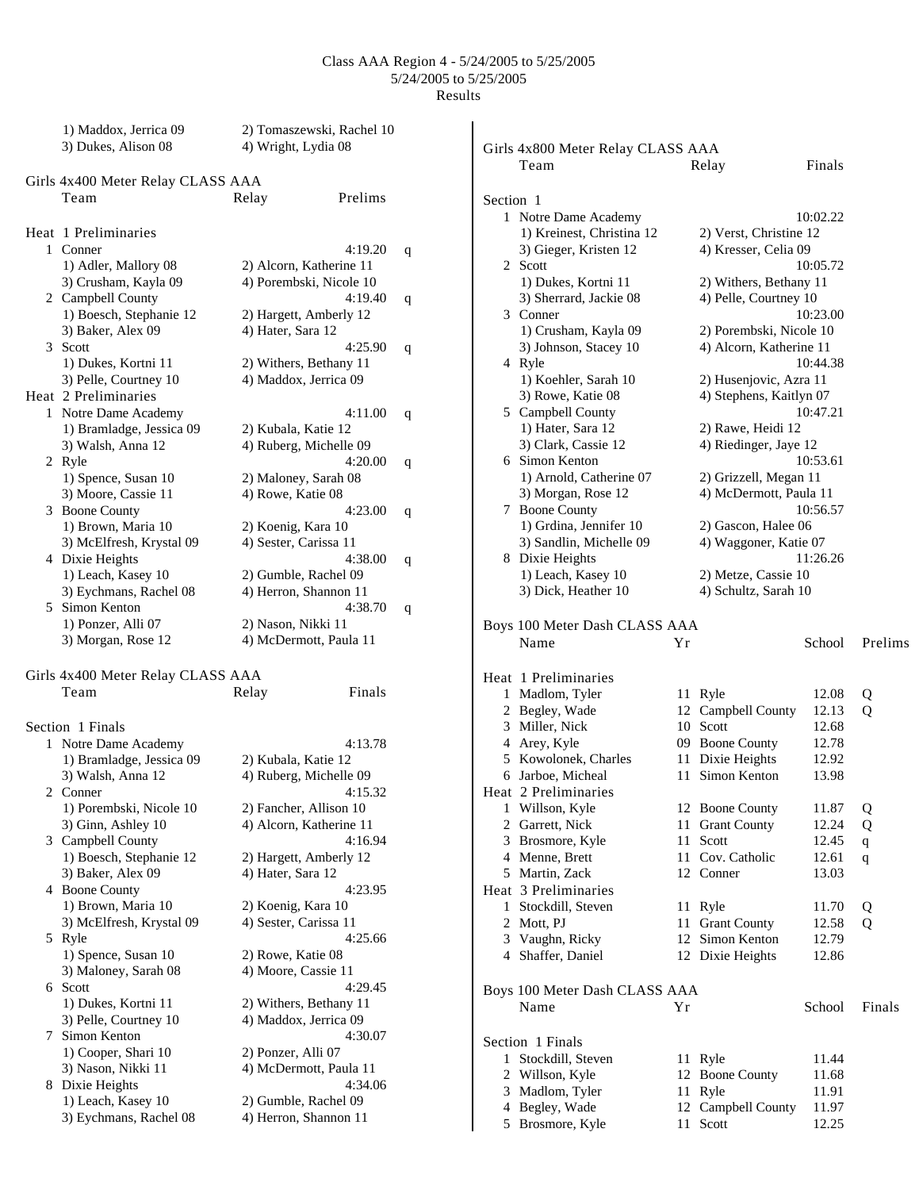Class AAA Region 4 - 5/24/2005 to 5/25/2005
5/24/2005 to 5/25/2005
Results

1) Maddox, Jerrica 09 | 2) Tomaszewski, Rachel 10
3) Dukes, Alison 08 | 4) Wright, Lydia 08

## Girls 4x400 Meter Relay CLASS AAA

| | Team | Relay | Prelims | |
|---|---|---|---|---|
| **Heat 1 Preliminaries** | | | | |
| 1 | Conner | | 4:19.20 | q |
| | 1) Adler, Mallory 08 | 2) Alcorn, Katherine 11 | | |
| | 3) Crusham, Kayla 09 | 4) Porembski, Nicole 10 | | |
| 2 | Campbell County | | 4:19.40 | q |
| | 1) Boesch, Stephanie 12 | 2) Hargett, Amberly 12 | | |
| | 3) Baker, Alex 09 | 4) Hater, Sara 12 | | |
| 3 | Scott | | 4:25.90 | q |
| | 1) Dukes, Kortni 11 | 2) Withers, Bethany 11 | | |
| | 3) Pelle, Courtney 10 | 4) Maddox, Jerrica 09 | | |
| **Heat 2 Preliminaries** | | | | |
| 1 | Notre Dame Academy | | 4:11.00 | q |
| | 1) Bramladge, Jessica 09 | 2) Kubala, Katie 12 | | |
| | 3) Walsh, Anna 12 | 4) Ruberg, Michelle 09 | | |
| 2 | Ryle | | 4:20.00 | q |
| | 1) Spence, Susan 10 | 2) Maloney, Sarah 08 | | |
| | 3) Moore, Cassie 11 | 4) Rowe, Katie 08 | | |
| 3 | Boone County | | 4:23.00 | q |
| | 1) Brown, Maria 10 | 2) Koenig, Kara 10 | | |
| | 3) McElfresh, Krystal 09 | 4) Sester, Carissa 11 | | |
| 4 | Dixie Heights | | 4:38.00 | q |
| | 1) Leach, Kasey 10 | 2) Gumble, Rachel 09 | | |
| | 3) Eychmans, Rachel 08 | 4) Herron, Shannon 11 | | |
| 5 | Simon Kenton | | 4:38.70 | q |
| | 1) Ponzer, Alli 07 | 2) Nason, Nikki 11 | | |
| | 3) Morgan, Rose 12 | 4) McDermott, Paula 11 | | |

## Girls 4x400 Meter Relay CLASS AAA

| | Team | Relay | Finals |
|---|---|---|---|
| **Section 1 Finals** | | | |
| 1 | Notre Dame Academy | | 4:13.78 |
| | 1) Bramladge, Jessica 09 | 2) Kubala, Katie 12 | |
| | 3) Walsh, Anna 12 | 4) Ruberg, Michelle 09 | |
| 2 | Conner | | 4:15.32 |
| | 1) Porembski, Nicole 10 | 2) Fancher, Allison 10 | |
| | 3) Ginn, Ashley 10 | 4) Alcorn, Katherine 11 | |
| 3 | Campbell County | | 4:16.94 |
| | 1) Boesch, Stephanie 12 | 2) Hargett, Amberly 12 | |
| | 3) Baker, Alex 09 | 4) Hater, Sara 12 | |
| 4 | Boone County | | 4:23.95 |
| | 1) Brown, Maria 10 | 2) Koenig, Kara 10 | |
| | 3) McElfresh, Krystal 09 | 4) Sester, Carissa 11 | |
| 5 | Ryle | | 4:25.66 |
| | 1) Spence, Susan 10 | 2) Rowe, Katie 08 | |
| | 3) Maloney, Sarah 08 | 4) Moore, Cassie 11 | |
| 6 | Scott | | 4:29.45 |
| | 1) Dukes, Kortni 11 | 2) Withers, Bethany 11 | |
| | 3) Pelle, Courtney 10 | 4) Maddox, Jerrica 09 | |
| 7 | Simon Kenton | | 4:30.07 |
| | 1) Cooper, Shari 10 | 2) Ponzer, Alli 07 | |
| | 3) Nason, Nikki 11 | 4) McDermott, Paula 11 | |
| 8 | Dixie Heights | | 4:34.06 |
| | 1) Leach, Kasey 10 | 2) Gumble, Rachel 09 | |
| | 3) Eychmans, Rachel 08 | 4) Herron, Shannon 11 | |

## Girls 4x800 Meter Relay CLASS AAA

| | Team | Relay | Finals |
|---|---|---|---|
| **Section 1** | | | |
| 1 | Notre Dame Academy | | 10:02.22 |
| | 1) Kreinest, Christina 12 | 2) Verst, Christine 12 | |
| | 3) Gieger, Kristen 12 | 4) Kresser, Celia 09 | |
| 2 | Scott | | 10:05.72 |
| | 1) Dukes, Kortni 11 | 2) Withers, Bethany 11 | |
| | 3) Sherrard, Jackie 08 | 4) Pelle, Courtney 10 | |
| 3 | Conner | | 10:23.00 |
| | 1) Crusham, Kayla 09 | 2) Porembski, Nicole 10 | |
| | 3) Johnson, Stacey 10 | 4) Alcorn, Katherine 11 | |
| 4 | Ryle | | 10:44.38 |
| | 1) Koehler, Sarah 10 | 2) Husenjovic, Azra 11 | |
| | 3) Rowe, Katie 08 | 4) Stephens, Kaitlyn 07 | |
| 5 | Campbell County | | 10:47.21 |
| | 1) Hater, Sara 12 | 2) Rawe, Heidi 12 | |
| | 3) Clark, Cassie 12 | 4) Riedinger, Jaye 12 | |
| 6 | Simon Kenton | | 10:53.61 |
| | 1) Arnold, Catherine 07 | 2) Grizzell, Megan 11 | |
| | 3) Morgan, Rose 12 | 4) McDermott, Paula 11 | |
| 7 | Boone County | | 10:56.57 |
| | 1) Grdina, Jennifer 10 | 2) Gascon, Halee 06 | |
| | 3) Sandlin, Michelle 09 | 4) Waggoner, Katie 07 | |
| 8 | Dixie Heights | | 11:26.26 |
| | 1) Leach, Kasey 10 | 2) Metze, Cassie 10 | |
| | 3) Dick, Heather 10 | 4) Schultz, Sarah 10 | |

## Boys 100 Meter Dash CLASS AAA

| | Name | Yr | School | Prelims | |
|---|---|---|---|---|---|
| **Heat 1 Preliminaries** | | | | | |
| 1 | Madlom, Tyler | 11 | Ryle | 12.08 | Q |
| 2 | Begley, Wade | 12 | Campbell County | 12.13 | Q |
| 3 | Miller, Nick | 10 | Scott | 12.68 | |
| 4 | Arey, Kyle | 09 | Boone County | 12.78 | |
| 5 | Kowolonek, Charles | 11 | Dixie Heights | 12.92 | |
| 6 | Jarboe, Micheal | 11 | Simon Kenton | 13.98 | |
| **Heat 2 Preliminaries** | | | | | |
| 1 | Willson, Kyle | 12 | Boone County | 11.87 | Q |
| 2 | Garrett, Nick | 11 | Grant County | 12.24 | Q |
| 3 | Brosmore, Kyle | 11 | Scott | 12.45 | q |
| 4 | Menne, Brett | 11 | Cov. Catholic | 12.61 | q |
| 5 | Martin, Zack | 12 | Conner | 13.03 | |
| **Heat 3 Preliminaries** | | | | | |
| 1 | Stockdill, Steven | 11 | Ryle | 11.70 | Q |
| 2 | Mott, PJ | 11 | Grant County | 12.58 | Q |
| 3 | Vaughn, Ricky | 12 | Simon Kenton | 12.79 | |
| 4 | Shaffer, Daniel | 12 | Dixie Heights | 12.86 | |

## Boys 100 Meter Dash CLASS AAA

| | Name | Yr | School | Finals |
|---|---|---|---|---|
| **Section 1 Finals** | | | | |
| 1 | Stockdill, Steven | 11 | Ryle | 11.44 |
| 2 | Willson, Kyle | 12 | Boone County | 11.68 |
| 3 | Madlom, Tyler | 11 | Ryle | 11.91 |
| 4 | Begley, Wade | 12 | Campbell County | 11.97 |
| 5 | Brosmore, Kyle | 11 | Scott | 12.25 |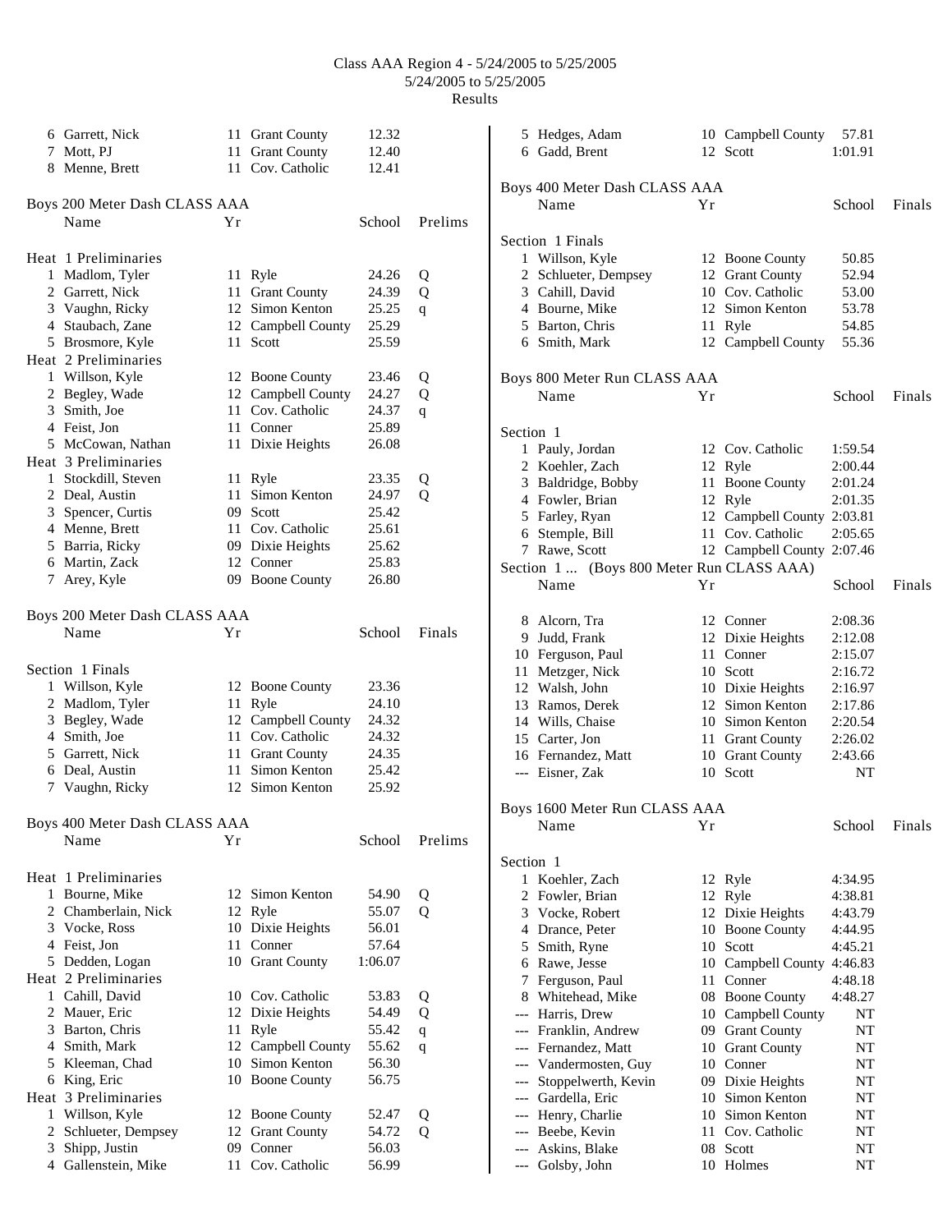# Class AAA Region 4 - 5/24/2005 to 5/25/2005

5/24/2005 to 5/25/2005

Results

| | Name | Yr | School | |
|---|---|---|---|---|
| 6 | Garrett, Nick | 11 | Grant County | 12.32 |
| 7 | Mott, PJ | 11 | Grant County | 12.40 |
| 8 | Menne, Brett | 11 | Cov. Catholic | 12.41 |

## Boys 200 Meter Dash CLASS AAA

| | Name | Yr | School | Prelims | |
|---|---|---|---|---|---|
| **Heat 1 Preliminaries** | | | | | |
| 1 | Madlom, Tyler | 11 | Ryle | 24.26 | Q |
| 2 | Garrett, Nick | 11 | Grant County | 24.39 | Q |
| 3 | Vaughn, Ricky | 12 | Simon Kenton | 25.25 | q |
| 4 | Staubach, Zane | 12 | Campbell County | 25.29 | |
| 5 | Brosmore, Kyle | 11 | Scott | 25.59 | |
| **Heat 2 Preliminaries** | | | | | |
| 1 | Willson, Kyle | 12 | Boone County | 23.46 | Q |
| 2 | Begley, Wade | 12 | Campbell County | 24.27 | Q |
| 3 | Smith, Joe | 11 | Cov. Catholic | 24.37 | q |
| 4 | Feist, Jon | 11 | Conner | 25.89 | |
| 5 | McCowan, Nathan | 11 | Dixie Heights | 26.08 | |
| **Heat 3 Preliminaries** | | | | | |
| 1 | Stockdill, Steven | 11 | Ryle | 23.35 | Q |
| 2 | Deal, Austin | 11 | Simon Kenton | 24.97 | Q |
| 3 | Spencer, Curtis | 09 | Scott | 25.42 | |
| 4 | Menne, Brett | 11 | Cov. Catholic | 25.61 | |
| 5 | Barria, Ricky | 09 | Dixie Heights | 25.62 | |
| 6 | Martin, Zack | 12 | Conner | 25.83 | |
| 7 | Arey, Kyle | 09 | Boone County | 26.80 | |

## Boys 200 Meter Dash CLASS AAA

| | Name | Yr | School | Finals |
|---|---|---|---|---|
| **Section 1 Finals** | | | | |
| 1 | Willson, Kyle | 12 | Boone County | 23.36 |
| 2 | Madlom, Tyler | 11 | Ryle | 24.10 |
| 3 | Begley, Wade | 12 | Campbell County | 24.32 |
| 4 | Smith, Joe | 11 | Cov. Catholic | 24.32 |
| 5 | Garrett, Nick | 11 | Grant County | 24.35 |
| 6 | Deal, Austin | 11 | Simon Kenton | 25.42 |
| 7 | Vaughn, Ricky | 12 | Simon Kenton | 25.92 |

## Boys 400 Meter Dash CLASS AAA

| | Name | Yr | School | Prelims | |
|---|---|---|---|---|---|
| **Heat 1 Preliminaries** | | | | | |
| 1 | Bourne, Mike | 12 | Simon Kenton | 54.90 | Q |
| 2 | Chamberlain, Nick | 12 | Ryle | 55.07 | Q |
| 3 | Vocke, Ross | 10 | Dixie Heights | 56.01 | |
| 4 | Feist, Jon | 11 | Conner | 57.64 | |
| 5 | Dedden, Logan | 10 | Grant County | 1:06.07 | |
| **Heat 2 Preliminaries** | | | | | |
| 1 | Cahill, David | 10 | Cov. Catholic | 53.83 | Q |
| 2 | Mauer, Eric | 12 | Dixie Heights | 54.49 | Q |
| 3 | Barton, Chris | 11 | Ryle | 55.42 | q |
| 4 | Smith, Mark | 12 | Campbell County | 55.62 | q |
| 5 | Kleeman, Chad | 10 | Simon Kenton | 56.30 | |
| 6 | King, Eric | 10 | Boone County | 56.75 | |
| **Heat 3 Preliminaries** | | | | | |
| 1 | Willson, Kyle | 12 | Boone County | 52.47 | Q |
| 2 | Schlueter, Dempsey | 12 | Grant County | 54.72 | Q |
| 3 | Shipp, Justin | 09 | Conner | 56.03 | |
| 4 | Gallenstein, Mike | 11 | Cov. Catholic | 56.99 | |
| 5 | Hedges, Adam | 10 | Campbell County | 57.81 | |
| 6 | Gadd, Brent | 12 | Scott | 1:01.91 | |

## Boys 400 Meter Dash CLASS AAA

| | Name | Yr | School | Finals |
|---|---|---|---|---|
| **Section 1 Finals** | | | | |
| 1 | Willson, Kyle | 12 | Boone County | 50.85 |
| 2 | Schlueter, Dempsey | 12 | Grant County | 52.94 |
| 3 | Cahill, David | 10 | Cov. Catholic | 53.00 |
| 4 | Bourne, Mike | 12 | Simon Kenton | 53.78 |
| 5 | Barton, Chris | 11 | Ryle | 54.85 |
| 6 | Smith, Mark | 12 | Campbell County | 55.36 |

## Boys 800 Meter Run CLASS AAA

| | Name | Yr | School | Finals |
|---|---|---|---|---|
| **Section 1** | | | | |
| 1 | Pauly, Jordan | 12 | Cov. Catholic | 1:59.54 |
| 2 | Koehler, Zach | 12 | Ryle | 2:00.44 |
| 3 | Baldridge, Bobby | 11 | Boone County | 2:01.24 |
| 4 | Fowler, Brian | 12 | Ryle | 2:01.35 |
| 5 | Farley, Ryan | 12 | Campbell County | 2:03.81 |
| 6 | Stemple, Bill | 11 | Cov. Catholic | 2:05.65 |
| 7 | Rawe, Scott | 12 | Campbell County | 2:07.46 |
| 8 | Alcorn, Tra | 12 | Conner | 2:08.36 |
| 9 | Judd, Frank | 12 | Dixie Heights | 2:12.08 |
| 10 | Ferguson, Paul | 11 | Conner | 2:15.07 |
| 11 | Metzger, Nick | 10 | Scott | 2:16.72 |
| 12 | Walsh, John | 10 | Dixie Heights | 2:16.97 |
| 13 | Ramos, Derek | 12 | Simon Kenton | 2:17.86 |
| 14 | Wills, Chaise | 10 | Simon Kenton | 2:20.54 |
| 15 | Carter, Jon | 11 | Grant County | 2:26.02 |
| 16 | Fernandez, Matt | 10 | Grant County | 2:43.66 |
| --- | Eisner, Zak | 10 | Scott | NT |

## Boys 1600 Meter Run CLASS AAA

| | Name | Yr | School | Finals |
|---|---|---|---|---|
| **Section 1** | | | | |
| 1 | Koehler, Zach | 12 | Ryle | 4:34.95 |
| 2 | Fowler, Brian | 12 | Ryle | 4:38.81 |
| 3 | Vocke, Robert | 12 | Dixie Heights | 4:43.79 |
| 4 | Drance, Peter | 10 | Boone County | 4:44.95 |
| 5 | Smith, Ryne | 10 | Scott | 4:45.21 |
| 6 | Rawe, Jesse | 10 | Campbell County | 4:46.83 |
| 7 | Ferguson, Paul | 11 | Conner | 4:48.18 |
| 8 | Whitehead, Mike | 08 | Boone County | 4:48.27 |
| --- | Harris, Drew | 10 | Campbell County | NT |
| --- | Franklin, Andrew | 09 | Grant County | NT |
| --- | Fernandez, Matt | 10 | Grant County | NT |
| --- | Vandermosten, Guy | 10 | Conner | NT |
| --- | Stoppelwerth, Kevin | 09 | Dixie Heights | NT |
| --- | Gardella, Eric | 10 | Simon Kenton | NT |
| --- | Henry, Charlie | 10 | Simon Kenton | NT |
| --- | Beebe, Kevin | 11 | Cov. Catholic | NT |
| --- | Askins, Blake | 08 | Scott | NT |
| --- | Golsby, John | 10 | Holmes | NT |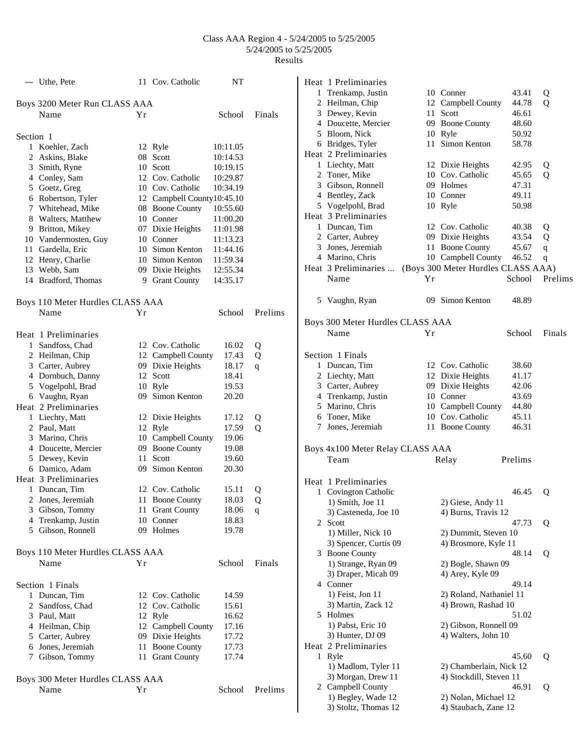Class AAA Region 4 - 5/24/2005 to 5/25/2005
5/24/2005 to 5/25/2005
Results

| | Name | Yr | School | Time |
|---|---|---|---|---|
| --- | Uthe, Pete | 11 | Cov. Catholic | NT |

## Boys 3200 Meter Run CLASS AAA

| | Name | Yr | School | Finals |
|---|---|---|---|---|
| **Section 1** | | | | |
| 1 | Koehler, Zach | 12 | Ryle | 10:11.05 |
| 2 | Askins, Blake | 08 | Scott | 10:14.53 |
| 3 | Smith, Ryne | 10 | Scott | 10:19.15 |
| 4 | Conley, Sam | 12 | Cov. Catholic | 10:29.87 |
| 5 | Goetz, Greg | 10 | Cov. Catholic | 10:34.19 |
| 6 | Robertson, Tyler | 12 | Campbell County | 10:45.10 |
| 7 | Whitehead, Mike | 08 | Boone County | 10:55.60 |
| 8 | Walters, Matthew | 10 | Conner | 11:00.20 |
| 9 | Britton, Mikey | 07 | Dixie Heights | 11:01.98 |
| 10 | Vandermosten, Guy | 10 | Conner | 11:13.23 |
| 11 | Gardella, Eric | 10 | Simon Kenton | 11:44.16 |
| 12 | Henry, Charlie | 10 | Simon Kenton | 11:59.34 |
| 13 | Webb, Sam | 09 | Dixie Heights | 12:55.34 |
| 14 | Bradford, Thomas | 9 | Grant County | 14:35.17 |

## Boys 110 Meter Hurdles CLASS AAA

| | Name | Yr | School | Prelims | |
|---|---|---|---|---|---|
| **Heat 1 Preliminaries** | | | | | |
| 1 | Sandfoss, Chad | 12 | Cov. Catholic | 16.02 | Q |
| 2 | Heilman, Chip | 12 | Campbell County | 17.43 | Q |
| 3 | Carter, Aubrey | 09 | Dixie Heights | 18.17 | q |
| 4 | Dornbuch, Danny | 12 | Scott | 18.41 | |
| 5 | Vogelpohl, Brad | 10 | Ryle | 19.53 | |
| 6 | Vaughn, Ryan | 09 | Simon Kenton | 20.20 | |
| **Heat 2 Preliminaries** | | | | | |
| 1 | Liechty, Matt | 12 | Dixie Heights | 17.12 | Q |
| 2 | Paul, Matt | 12 | Ryle | 17.59 | Q |
| 3 | Marino, Chris | 10 | Campbell County | 19.06 | |
| 4 | Doucette, Mercier | 09 | Boone County | 19.08 | |
| 5 | Dewey, Kevin | 11 | Scott | 19.60 | |
| 6 | Damico, Adam | 09 | Simon Kenton | 20.30 | |
| **Heat 3 Preliminaries** | | | | | |
| 1 | Duncan, Tim | 12 | Cov. Catholic | 15.11 | Q |
| 2 | Jones, Jeremiah | 11 | Boone County | 18.03 | Q |
| 3 | Gibson, Tommy | 11 | Grant County | 18.06 | q |
| 4 | Trenkamp, Justin | 10 | Conner | 18.83 | |
| 5 | Gibson, Ronnell | 09 | Holmes | 19.78 | |

## Boys 110 Meter Hurdles CLASS AAA

| | Name | Yr | School | Finals |
|---|---|---|---|---|
| **Section 1 Finals** | | | | |
| 1 | Duncan, Tim | 12 | Cov. Catholic | 14.59 |
| 2 | Sandfoss, Chad | 12 | Cov. Catholic | 15.61 |
| 3 | Paul, Matt | 12 | Ryle | 16.62 |
| 4 | Heilman, Chip | 12 | Campbell County | 17.16 |
| 5 | Carter, Aubrey | 09 | Dixie Heights | 17.72 |
| 6 | Jones, Jeremiah | 11 | Boone County | 17.73 |
| 7 | Gibson, Tommy | 11 | Grant County | 17.74 |

## Boys 300 Meter Hurdles CLASS AAA

| | Name | Yr | School | Prelims | |
|---|---|---|---|---|---|
| **Heat 1 Preliminaries** | | | | | |
| 1 | Trenkamp, Justin | 10 | Conner | 43.41 | Q |
| 2 | Heilman, Chip | 12 | Campbell County | 44.78 | Q |
| 3 | Dewey, Kevin | 11 | Scott | 46.61 | |
| 4 | Doucette, Mercier | 09 | Boone County | 48.60 | |
| 5 | Bloom, Nick | 10 | Ryle | 50.92 | |
| 6 | Bridges, Tyler | 11 | Simon Kenton | 58.78 | |
| **Heat 2 Preliminaries** | | | | | |
| 1 | Liechty, Matt | 12 | Dixie Heights | 42.95 | Q |
| 2 | Toner, Mike | 10 | Cov. Catholic | 45.65 | Q |
| 3 | Gibson, Ronnell | 09 | Holmes | 47.31 | |
| 4 | Bentley, Zack | 10 | Conner | 49.11 | |
| 5 | Vogelpohl, Brad | 10 | Ryle | 50.98 | |
| **Heat 3 Preliminaries** | | | | | |
| 1 | Duncan, Tim | 12 | Cov. Catholic | 40.38 | Q |
| 2 | Carter, Aubrey | 09 | Dixie Heights | 43.54 | Q |
| 3 | Jones, Jeremiah | 11 | Boone County | 45.67 | q |
| 4 | Marino, Chris | 10 | Campbell County | 46.52 | q |
| 5 | Vaughn, Ryan | 09 | Simon Kenton | 48.89 | |

## Boys 300 Meter Hurdles CLASS AAA

| | Name | Yr | School | Finals |
|---|---|---|---|---|
| **Section 1 Finals** | | | | |
| 1 | Duncan, Tim | 12 | Cov. Catholic | 38.60 |
| 2 | Liechty, Matt | 12 | Dixie Heights | 41.17 |
| 3 | Carter, Aubrey | 09 | Dixie Heights | 42.06 |
| 4 | Trenkamp, Justin | 10 | Conner | 43.69 |
| 5 | Marino, Chris | 10 | Campbell County | 44.80 |
| 6 | Toner, Mike | 10 | Cov. Catholic | 45.11 |
| 7 | Jones, Jeremiah | 11 | Boone County | 46.31 |

## Boys 4x100 Meter Relay CLASS AAA

| | Team | Relay | Prelims | |
|---|---|---|---|---|
| **Heat 1 Preliminaries** | | | | |
| 1 | Covington Catholic | | 46.45 | Q |
| | 1) Smith, Joe 11 | 2) Giese, Andy 11 | | |
| | 3) Casteneda, Joe 10 | 4) Burns, Travis 12 | | |
| 2 | Scott | | 47.73 | Q |
| | 1) Miller, Nick 10 | 2) Dummit, Steven 10 | | |
| | 3) Spencer, Curtis 09 | 4) Brosmore, Kyle 11 | | |
| 3 | Boone County | | 48.14 | Q |
| | 1) Strange, Ryan 09 | 2) Bogle, Shawn 09 | | |
| | 3) Draper, Micah 09 | 4) Arey, Kyle 09 | | |
| 4 | Conner | | 49.14 | |
| | 1) Feist, Jon 11 | 2) Roland, Nathaniel 11 | | |
| | 3) Martin, Zack 12 | 4) Brown, Rashad 10 | | |
| 5 | Holmes | | 51.02 | |
| | 1) Pabst, Eric 10 | 2) Gibson, Ronnell 09 | | |
| | 3) Hunter, DJ 09 | 4) Walters, John 10 | | |
| **Heat 2 Preliminaries** | | | | |
| 1 | Ryle | | 45.60 | Q |
| | 1) Madlom, Tyler 11 | 2) Chamberlain, Nick 12 | | |
| | 3) Morgan, Drew 11 | 4) Stockdill, Steven 11 | | |
| 2 | Campbell County | | 46.91 | Q |
| | 1) Begley, Wade 12 | 2) Nolan, Michael 12 | | |
| | 3) Stoltz, Thomas 12 | 4) Staubach, Zane 12 | | |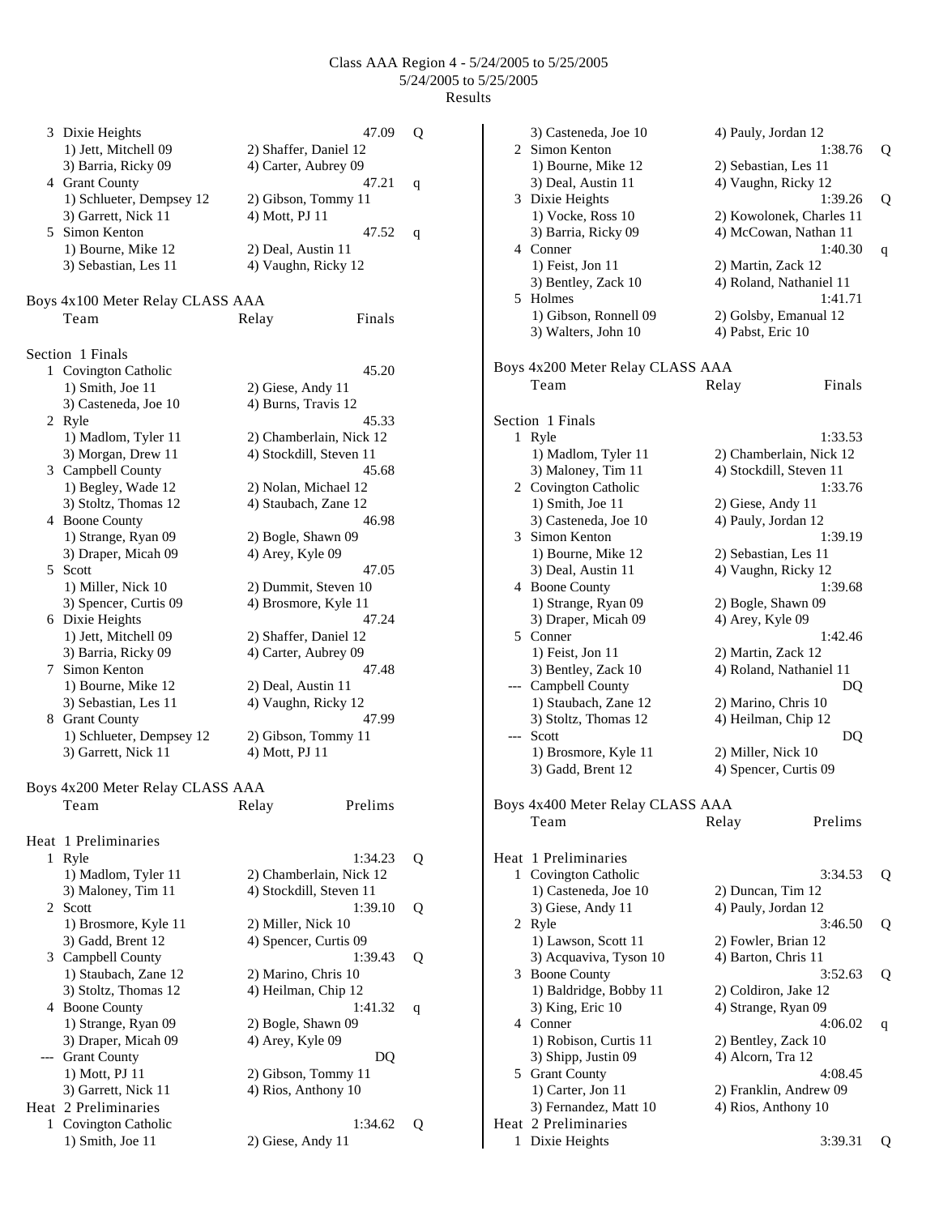Class AAA Region 4 - 5/24/2005 to 5/25/2005
5/24/2005 to 5/25/2005
Results

```
  3 Dixie Heights                                      47.09  Q
     1) Jett, Mitchell 09          2) Shaffer, Daniel 12
     3) Barria, Ricky 09           4) Carter, Aubrey 09
  4 Grant County                                       47.21  q
     1) Schlueter, Dempsey 12      2) Gibson, Tommy 11
     3) Garrett, Nick 11           4) Mott, PJ 11
  5 Simon Kenton                                       47.52  q
     1) Bourne, Mike 12            2) Deal, Austin 11
     3) Sebastian, Les 11          4) Vaughn, Ricky 12
```

## Boys 4x100 Meter Relay CLASS AAA

```
    Team                           Relay              Finals

Section  1 Finals
  1 Covington Catholic                                 45.20
     1) Smith, Joe 11              2) Giese, Andy 11
     3) Casteneda, Joe 10          4) Burns, Travis 12
  2 Ryle                                               45.33
     1) Madlom, Tyler 11           2) Chamberlain, Nick 12
     3) Morgan, Drew 11            4) Stockdill, Steven 11
  3 Campbell County                                    45.68
     1) Begley, Wade 12            2) Nolan, Michael 12
     3) Stoltz, Thomas 12          4) Staubach, Zane 12
  4 Boone County                                       46.98
     1) Strange, Ryan 09           2) Bogle, Shawn 09
     3) Draper, Micah 09           4) Arey, Kyle 09
  5 Scott                                              47.05
     1) Miller, Nick 10            2) Dummit, Steven 10
     3) Spencer, Curtis 09         4) Brosmore, Kyle 11
  6 Dixie Heights                                      47.24
     1) Jett, Mitchell 09          2) Shaffer, Daniel 12
     3) Barria, Ricky 09           4) Carter, Aubrey 09
  7 Simon Kenton                                       47.48
     1) Bourne, Mike 12            2) Deal, Austin 11
     3) Sebastian, Les 11          4) Vaughn, Ricky 12
  8 Grant County                                       47.99
     1) Schlueter, Dempsey 12      2) Gibson, Tommy 11
     3) Garrett, Nick 11           4) Mott, PJ 11
```

## Boys 4x200 Meter Relay CLASS AAA

```
    Team                           Relay             Prelims

Heat  1 Preliminaries
  1 Ryle                                             1:34.23  Q
     1) Madlom, Tyler 11           2) Chamberlain, Nick 12
     3) Maloney, Tim 11            4) Stockdill, Steven 11
  2 Scott                                            1:39.10  Q
     1) Brosmore, Kyle 11          2) Miller, Nick 10
     3) Gadd, Brent 12             4) Spencer, Curtis 09
  3 Campbell County                                  1:39.43  Q
     1) Staubach, Zane 12          2) Marino, Chris 10
     3) Stoltz, Thomas 12          4) Heilman, Chip 12
  4 Boone County                                     1:41.32  q
     1) Strange, Ryan 09           2) Bogle, Shawn 09
     3) Draper, Micah 09           4) Arey, Kyle 09
 --- Grant County                                         DQ
     1) Mott, PJ 11                2) Gibson, Tommy 11
     3) Garrett, Nick 11           4) Rios, Anthony 10
Heat  2 Preliminaries
  1 Covington Catholic                               1:34.62  Q
     1) Smith, Joe 11              2) Giese, Andy 11
     3) Casteneda, Joe 10          4) Pauly, Jordan 12
  2 Simon Kenton                                     1:38.76  Q
     1) Bourne, Mike 12            2) Sebastian, Les 11
     3) Deal, Austin 11            4) Vaughn, Ricky 12
  3 Dixie Heights                                    1:39.26  Q
     1) Vocke, Ross 10             2) Kowolonek, Charles 11
     3) Barria, Ricky 09           4) McCowan, Nathan 11
  4 Conner                                           1:40.30  q
     1) Feist, Jon 11              2) Martin, Zack 12
     3) Bentley, Zack 10           4) Roland, Nathaniel 11
  5 Holmes                                           1:41.71
     1) Gibson, Ronnell 09         2) Golsby, Emanual 12
     3) Walters, John 10           4) Pabst, Eric 10
```

## Boys 4x200 Meter Relay CLASS AAA

```
    Team                           Relay              Finals

Section  1 Finals
  1 Ryle                                             1:33.53
     1) Madlom, Tyler 11           2) Chamberlain, Nick 12
     3) Maloney, Tim 11            4) Stockdill, Steven 11
  2 Covington Catholic                               1:33.76
     1) Smith, Joe 11              2) Giese, Andy 11
     3) Casteneda, Joe 10          4) Pauly, Jordan 12
  3 Simon Kenton                                     1:39.19
     1) Bourne, Mike 12            2) Sebastian, Les 11
     3) Deal, Austin 11            4) Vaughn, Ricky 12
  4 Boone County                                     1:39.68
     1) Strange, Ryan 09           2) Bogle, Shawn 09
     3) Draper, Micah 09           4) Arey, Kyle 09
  5 Conner                                           1:42.46
     1) Feist, Jon 11              2) Martin, Zack 12
     3) Bentley, Zack 10           4) Roland, Nathaniel 11
 --- Campbell County                                      DQ
     1) Staubach, Zane 12          2) Marino, Chris 10
     3) Stoltz, Thomas 12          4) Heilman, Chip 12
 --- Scott                                                DQ
     1) Brosmore, Kyle 11          2) Miller, Nick 10
     3) Gadd, Brent 12             4) Spencer, Curtis 09
```

## Boys 4x400 Meter Relay CLASS AAA

```
    Team                           Relay             Prelims

Heat  1 Preliminaries
  1 Covington Catholic                               3:34.53  Q
     1) Casteneda, Joe 10          2) Duncan, Tim 12
     3) Giese, Andy 11             4) Pauly, Jordan 12
  2 Ryle                                             3:46.50  Q
     1) Lawson, Scott 11           2) Fowler, Brian 12
     3) Acquaviva, Tyson 10        4) Barton, Chris 11
  3 Boone County                                     3:52.63  Q
     1) Baldridge, Bobby 11        2) Coldiron, Jake 12
     3) King, Eric 10              4) Strange, Ryan 09
  4 Conner                                           4:06.02  q
     1) Robison, Curtis 11         2) Bentley, Zack 10
     3) Shipp, Justin 09           4) Alcorn, Tra 12
  5 Grant County                                     4:08.45
     1) Carter, Jon 11             2) Franklin, Andrew 09
     3) Fernandez, Matt 10         4) Rios, Anthony 10
Heat  2 Preliminaries
  1 Dixie Heights                                    3:39.31  Q
```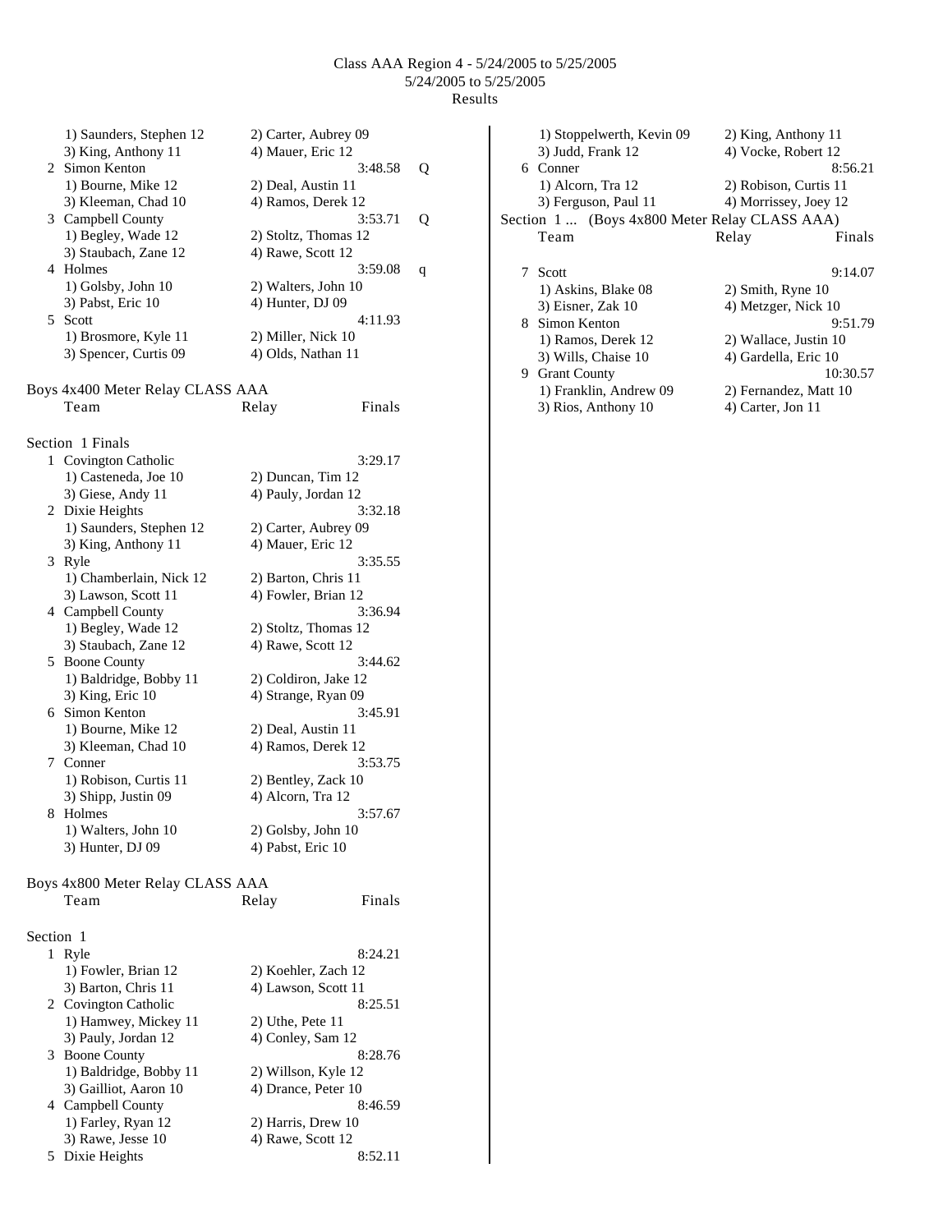Class AAA Region 4 - 5/24/2005 to 5/25/2005
5/24/2005 to 5/25/2005
Results

```
    1) Saunders, Stephen 12     2) Carter, Aubrey 09
    3) King, Anthony 11         4) Mauer, Eric 12
 2 Simon Kenton                         3:48.58  Q
    1) Bourne, Mike 12          2) Deal, Austin 11
    3) Kleeman, Chad 10         4) Ramos, Derek 12
 3 Campbell County                      3:53.71  Q
    1) Begley, Wade 12          2) Stoltz, Thomas 12
    3) Staubach, Zane 12        4) Rawe, Scott 12
 4 Holmes                               3:59.08  q
    1) Golsby, John 10          2) Walters, John 10
    3) Pabst, Eric 10           4) Hunter, DJ 09
 5 Scott                                4:11.93
    1) Brosmore, Kyle 11        2) Miller, Nick 10
    3) Spencer, Curtis 09       4) Olds, Nathan 11
```

## Boys 4x400 Meter Relay CLASS AAA

```
   Team                       Relay          Finals

Section  1 Finals
 1 Covington Catholic                   3:29.17
    1) Casteneda, Joe 10        2) Duncan, Tim 12
    3) Giese, Andy 11           4) Pauly, Jordan 12
 2 Dixie Heights                        3:32.18
    1) Saunders, Stephen 12     2) Carter, Aubrey 09
    3) King, Anthony 11         4) Mauer, Eric 12
 3 Ryle                                 3:35.55
    1) Chamberlain, Nick 12     2) Barton, Chris 11
    3) Lawson, Scott 11         4) Fowler, Brian 12
 4 Campbell County                      3:36.94
    1) Begley, Wade 12          2) Stoltz, Thomas 12
    3) Staubach, Zane 12        4) Rawe, Scott 12
 5 Boone County                         3:44.62
    1) Baldridge, Bobby 11      2) Coldiron, Jake 12
    3) King, Eric 10            4) Strange, Ryan 09
 6 Simon Kenton                         3:45.91
    1) Bourne, Mike 12          2) Deal, Austin 11
    3) Kleeman, Chad 10         4) Ramos, Derek 12
 7 Conner                               3:53.75
    1) Robison, Curtis 11       2) Bentley, Zack 10
    3) Shipp, Justin 09         4) Alcorn, Tra 12
 8 Holmes                               3:57.67
    1) Walters, John 10         2) Golsby, John 10
    3) Hunter, DJ 09            4) Pabst, Eric 10
```

## Boys 4x800 Meter Relay CLASS AAA

```
   Team                       Relay          Finals

Section  1
 1 Ryle                                 8:24.21
    1) Fowler, Brian 12         2) Koehler, Zach 12
    3) Barton, Chris 11         4) Lawson, Scott 11
 2 Covington Catholic                   8:25.51
    1) Hamwey, Mickey 11        2) Uthe, Pete 11
    3) Pauly, Jordan 12         4) Conley, Sam 12
 3 Boone County                         8:28.76
    1) Baldridge, Bobby 11      2) Willson, Kyle 12
    3) Gailliot, Aaron 10       4) Drance, Peter 10
 4 Campbell County                      8:46.59
    1) Farley, Ryan 12          2) Harris, Drew 10
    3) Rawe, Jesse 10           4) Rawe, Scott 12
 5 Dixie Heights                        8:52.11
    1) Stoppelwerth, Kevin 09   2) King, Anthony 11
    3) Judd, Frank 12           4) Vocke, Robert 12
 6 Conner                               8:56.21
    1) Alcorn, Tra 12           2) Robison, Curtis 11
    3) Ferguson, Paul 11        4) Morrissey, Joey 12
Section  1 ...  (Boys 4x800 Meter Relay CLASS AAA)
   Team                       Relay          Finals

 7 Scott                                9:14.07
    1) Askins, Blake 08         2) Smith, Ryne 10
    3) Eisner, Zak 10           4) Metzger, Nick 10
 8 Simon Kenton                         9:51.79
    1) Ramos, Derek 12          2) Wallace, Justin 10
    3) Wills, Chaise 10         4) Gardella, Eric 10
 9 Grant County                        10:30.57
    1) Franklin, Andrew 09      2) Fernandez, Matt 10
    3) Rios, Anthony 10         4) Carter, Jon 11
```